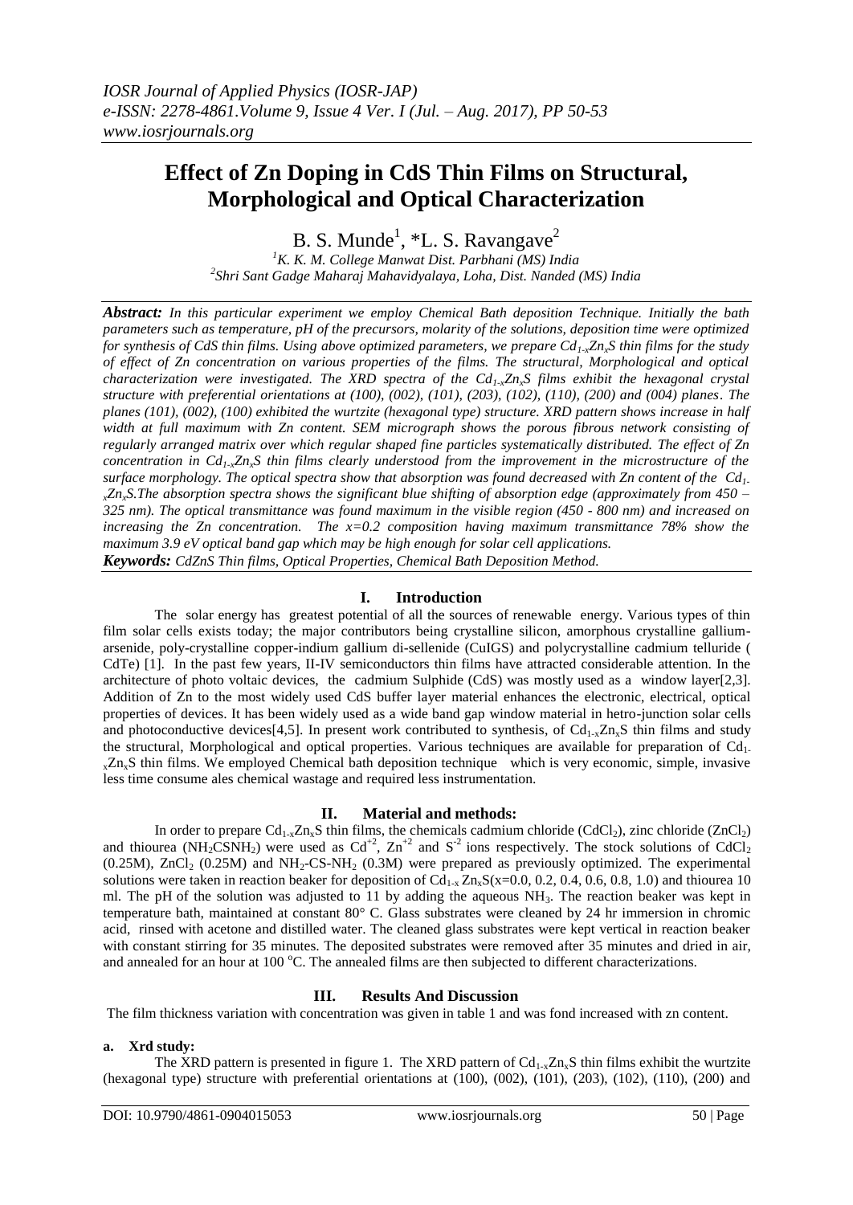# Effect of Zn Doping in CdS Thin Films on Structural, Morphological and Optical Characterization

B. S. Munde[1], *L. S. Ravangave[2]

[1]K. K. M. College Manwat Dist. Parbhani (MS) India
[2]Shri Sant Gadge Maharaj Mahavidyalaya, Loha, Dist. Nanded (MS) India

***Abstract:*** *In this particular experiment we employ Chemical Bath deposition Technique. Initially the bath parameters such as temperature, pH of the precursors, molarity of the solutions, deposition time were optimized for synthesis of CdS thin films. Using above optimized parameters, we prepare $Cd_{1-x}Zn_xS$ thin films for the study of effect of Zn concentration on various properties of the films. The structural, Morphological and optical characterization were investigated. The XRD spectra of the $Cd_{1-x}Zn_xS$ films exhibit the hexagonal crystal structure with preferential orientations at (100), (002), (101), (203), (102), (110), (200) and (004) planes. The planes (101), (002), (100) exhibited the wurtzite (hexagonal type) structure. XRD pattern shows increase in half width at full maximum with Zn content. SEM micrograph shows the porous fibrous network consisting of regularly arranged matrix over which regular shaped fine particles systematically distributed. The effect of Zn concentration in $Cd_{1-x}Zn_xS$ thin films clearly understood from the improvement in the microstructure of the surface morphology. The optical spectra show that absorption was found decreased with Zn content of the $Cd_{1-x}Zn_xS$. The absorption spectra shows the significant blue shifting of absorption edge (approximately from 450 – 325 nm). The optical transmittance was found maximum in the visible region (450 - 800 nm) and increased on increasing the Zn concentration. The x=0.2 composition having maximum transmittance 78% show the maximum 3.9 eV optical band gap which may be high enough for solar cell applications.*

***Keywords:*** *CdZnS Thin films, Optical Properties, Chemical Bath Deposition Method.*

## I. Introduction

The solar energy has greatest potential of all the sources of renewable energy. Various types of thin film solar cells exists today; the major contributors being crystalline silicon, amorphous crystalline gallium-arsenide, poly-crystalline copper-indium gallium di-sellenide (CuIGS) and polycrystalline cadmium telluride ( CdTe) [1]. In the past few years, II-IV semiconductors thin films have attracted considerable attention. In the architecture of photo voltaic devices, the cadmium Sulphide (CdS) was mostly used as a window layer[2,3]. Addition of Zn to the most widely used CdS buffer layer material enhances the electronic, electrical, optical properties of devices. It has been widely used as a wide band gap window material in hetro-junction solar cells and photoconductive devices[4,5]. In present work contributed to synthesis, of $Cd_{1-x}Zn_xS$ thin films and study the structural, Morphological and optical properties. Various techniques are available for preparation of $Cd_{1-x}Zn_xS$ thin films. We employed Chemical bath deposition technique which is very economic, simple, invasive less time consume ales chemical wastage and required less instrumentation.

## II. Material and methods:

In order to prepare $Cd_{1-x}Zn_xS$ thin films, the chemicals cadmium chloride ($CdCl_2$), zinc chloride ($ZnCl_2$) and thiourea ($NH_2CSNH_2$) were used as $Cd^{+2}$, $Zn^{+2}$ and $S^{-2}$ ions respectively. The stock solutions of $CdCl_2$ (0.25M), $ZnCl_2$ (0.25M) and $NH_2$-CS-$NH_2$ (0.3M) were prepared as previously optimized. The experimental solutions were taken in reaction beaker for deposition of $Cd_{1-x}Zn_xS$(x=0.0, 0.2, 0.4, 0.6, 0.8, 1.0) and thiourea 10 ml. The pH of the solution was adjusted to 11 by adding the aqueous $NH_3$. The reaction beaker was kept in temperature bath, maintained at constant 80° C. Glass substrates were cleaned by 24 hr immersion in chromic acid, rinsed with acetone and distilled water. The cleaned glass substrates were kept vertical in reaction beaker with constant stirring for 35 minutes. The deposited substrates were removed after 35 minutes and dried in air, and annealed for an hour at 100 °C. The annealed films are then subjected to different characterizations.

## III. Results And Discussion

The film thickness variation with concentration was given in table 1 and was fond increased with zn content.

### a. Xrd study:

The XRD pattern is presented in figure 1. The XRD pattern of $Cd_{1-x}Zn_xS$ thin films exhibit the wurtzite (hexagonal type) structure with preferential orientations at (100), (002), (101), (203), (102), (110), (200) and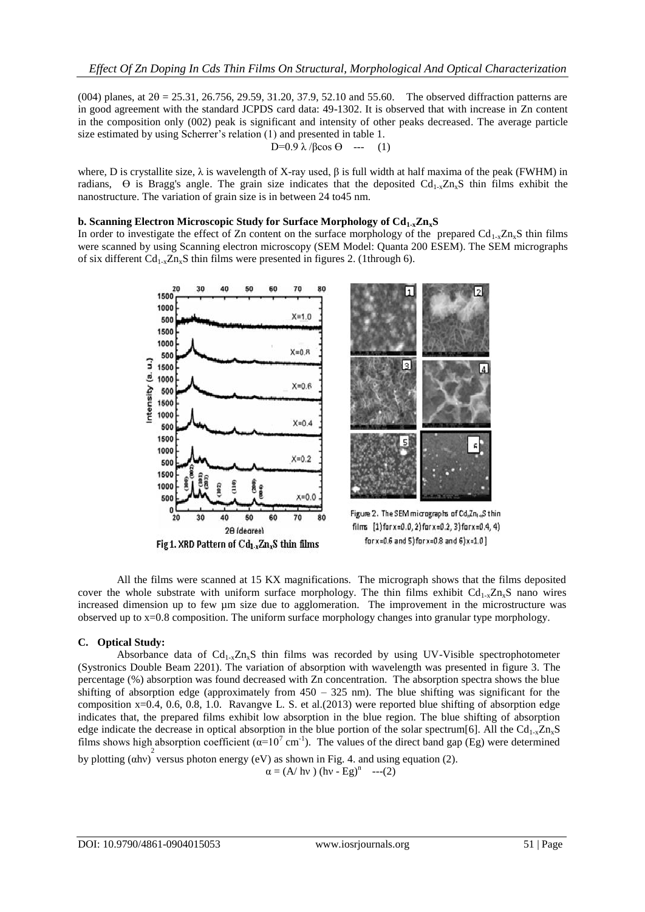(004) planes, at 2θ = 25.31, 26.756, 29.59, 31.20, 37.9, 52.10 and 55.60. The observed diffraction patterns are in good agreement with the standard JCPDS card data: 49-1302. It is observed that with increase in Zn content in the composition only (002) peak is significant and intensity of other peaks decreased. The average particle size estimated by using Scherrer's relation (1) and presented in table 1.

$$D = 0.9\,\lambda / \beta \cos\Theta \quad \text{---} \quad (1)$$

where, D is crystallite size, λ is wavelength of X-ray used, β is full width at half maxima of the peak (FWHM) in radians, Θ is Bragg's angle. The grain size indicates that the deposited $Cd_{1-x}Zn_xS$ thin films exhibit the nanostructure. The variation of grain size is in between 24 to45 nm.

**b. Scanning Electron Microscopic Study for Surface Morphology of $Cd_{1-x}Zn_xS$**

In order to investigate the effect of Zn content on the surface morphology of the prepared $Cd_{1-x}Zn_xS$ thin films were scanned by using Scanning electron microscopy (SEM Model: Quanta 200 ESEM). The SEM micrographs of six different $Cd_{1-x}Zn_xS$ thin films were presented in figures 2. (1through 6).

Fig 1. XRD Pattern of $Cd_{1-x}Zn_xS$ thin films

Figure 2. The SEM micrographs of $Cd_xZn_{1-x}S$ thin films [1) for x=0.0, 2) for x=0.2, 3) for x=0.4, 4) for x=0.6 and 5) for x=0.8 and 6) x=1.0]

All the films were scanned at 15 KX magnifications. The micrograph shows that the films deposited cover the whole substrate with uniform surface morphology. The thin films exhibit $Cd_{1-x}Zn_xS$ nano wires increased dimension up to few µm size due to agglomeration. The improvement in the microstructure was observed up to x=0.8 composition. The uniform surface morphology changes into granular type morphology.

**C. Optical Study:**

Absorbance data of $Cd_{1-x}Zn_xS$ thin films was recorded by using UV-Visible spectrophotometer (Systronics Double Beam 2201). The variation of absorption with wavelength was presented in figure 3. The percentage (%) absorption was found decreased with Zn concentration. The absorption spectra shows the blue shifting of absorption edge (approximately from 450 – 325 nm). The blue shifting was significant for the composition x=0.4, 0.6, 0.8, 1.0. Ravangve L. S. et al.(2013) were reported blue shifting of absorption edge indicates that, the prepared films exhibit low absorption in the blue region. The blue shifting of absorption edge indicate the decrease in optical absorption in the blue portion of the solar spectrum[6]. All the $Cd_{1-x}Zn_xS$ films shows high absorption coefficient ($\alpha = 10^7$ cm$^{-1}$). The values of the direct band gap (Eg) were determined by plotting $(\alpha h\nu)^2$ versus photon energy (eV) as shown in Fig. 4. and using equation (2).

$$\alpha = (A / h\nu)\,(h\nu - Eg)^n \quad \text{---}(2)$$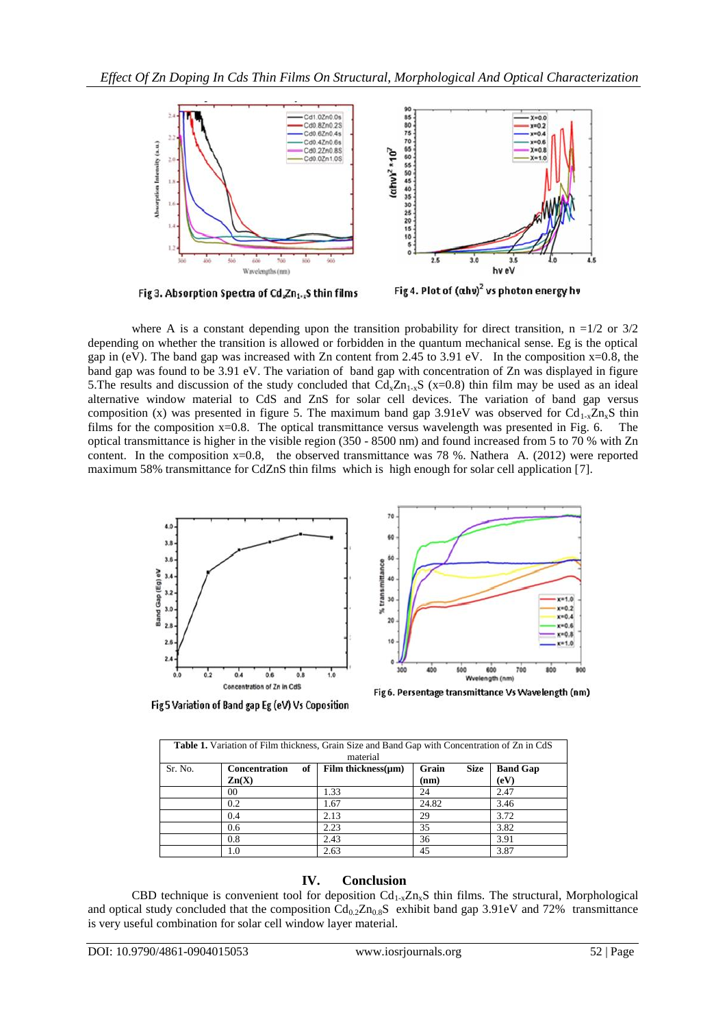Fig 3. Absorption Spectra of $Cd_xZn_{1-x}S$ thin films

Fig 4. Plot of $(\alpha h\nu)^2$ vs photon energy hν

where A is a constant depending upon the transition probability for direct transition, n =1/2 or 3/2 depending on whether the transition is allowed or forbidden in the quantum mechanical sense. Eg is the optical gap in (eV). The band gap was increased with Zn content from 2.45 to 3.91 eV. In the composition x=0.8, the band gap was found to be 3.91 eV. The variation of band gap with concentration of Zn was displayed in figure 5.The results and discussion of the study concluded that $Cd_xZn_{1-x}S$ (x=0.8) thin film may be used as an ideal alternative window material to CdS and ZnS for solar cell devices. The variation of band gap versus composition (x) was presented in figure 5. The maximum band gap 3.91eV was observed for $Cd_{1-x}Zn_xS$ thin films for the composition x=0.8. The optical transmittance versus wavelength was presented in Fig. 6. The optical transmittance is higher in the visible region (350 - 8500 nm) and found increased from 5 to 70 % with Zn content. In the composition x=0.8, the observed transmittance was 78 %. Nathera A. (2012) were reported maximum 58% transmittance for CdZnS thin films which is high enough for solar cell application [7].

Fig 5 Variation of Band gap Eg (eV) Vs Coposition

Fig 6. Persentage transmittance Vs Wavelength (nm)

**Table 1.** Variation of Film thickness, Grain Size and Band Gap with Concentration of Zn in CdS material

| Sr. No. | Concentration of Zn(X) | Film thickness(μm) | Grain Size (nm) | Band Gap (eV) |
|---|---|---|---|---|
| | 00 | 1.33 | 24 | 2.47 |
| | 0.2 | 1.67 | 24.82 | 3.46 |
| | 0.4 | 2.13 | 29 | 3.72 |
| | 0.6 | 2.23 | 35 | 3.82 |
| | 0.8 | 2.43 | 36 | 3.91 |
| | 1.0 | 2.63 | 45 | 3.87 |

## IV. Conclusion

CBD technique is convenient tool for deposition $Cd_{1-x}Zn_xS$ thin films. The structural, Morphological and optical study concluded that the composition $Cd_{0.2}Zn_{0.8}S$ exhibit band gap 3.91eV and 72% transmittance is very useful combination for solar cell window layer material.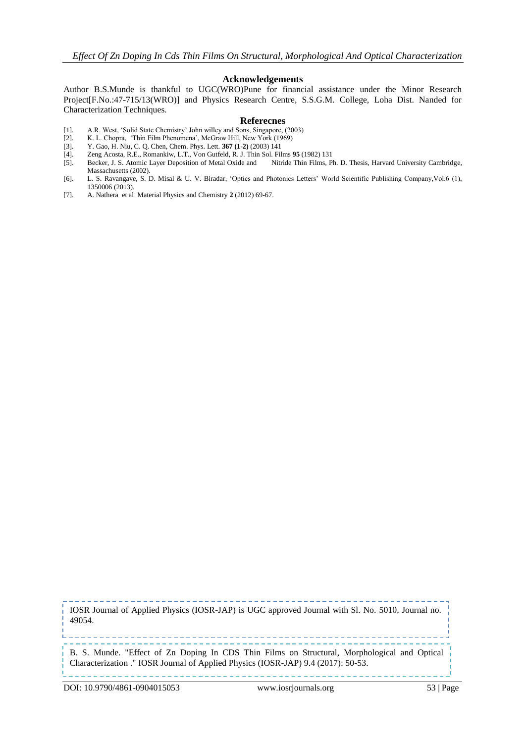## Acknowledgements

Author B.S.Munde is thankful to UGC(WRO)Pune for financial assistance under the Minor Research Project[F.No.:47-715/13(WRO)] and Physics Research Centre, S.S.G.M. College, Loha Dist. Nanded for Characterization Techniques.

## Referecnes

[1]. A.R. West, 'Solid State Chemistry' John willey and Sons, Singapore, (2003)
[2]. K. L. Chopra, 'Thin Film Phenomena', McGraw Hill, New York (1969)
[3]. Y. Gao, H. Niu, C. Q. Chen, Chem. Phys. Lett. **367 (1-2)** (2003) 141
[4]. Zeng Acosta, R.E., Romankiw, L.T., Von Gutfeld, R. J. Thin Sol. Films **95** (1982) 131
[5]. Becker, J. S. Atomic Layer Deposition of Metal Oxide and Nitride Thin Films, Ph. D. Thesis, Harvard University Cambridge, Massachusetts (2002).
[6]. L. S. Ravangave, S. D. Misal & U. V. Biradar, 'Optics and Photonics Letters' World Scientific Publishing Company,Vol.6 (1), 1350006 (2013).
[7]. A. Nathera et al Material Physics and Chemistry **2** (2012) 69-67.

IOSR Journal of Applied Physics (IOSR-JAP) is UGC approved Journal with Sl. No. 5010, Journal no. 49054.

B. S. Munde. "Effect of Zn Doping In CDS Thin Films on Structural, Morphological and Optical Characterization ." IOSR Journal of Applied Physics (IOSR-JAP) 9.4 (2017): 50-53.